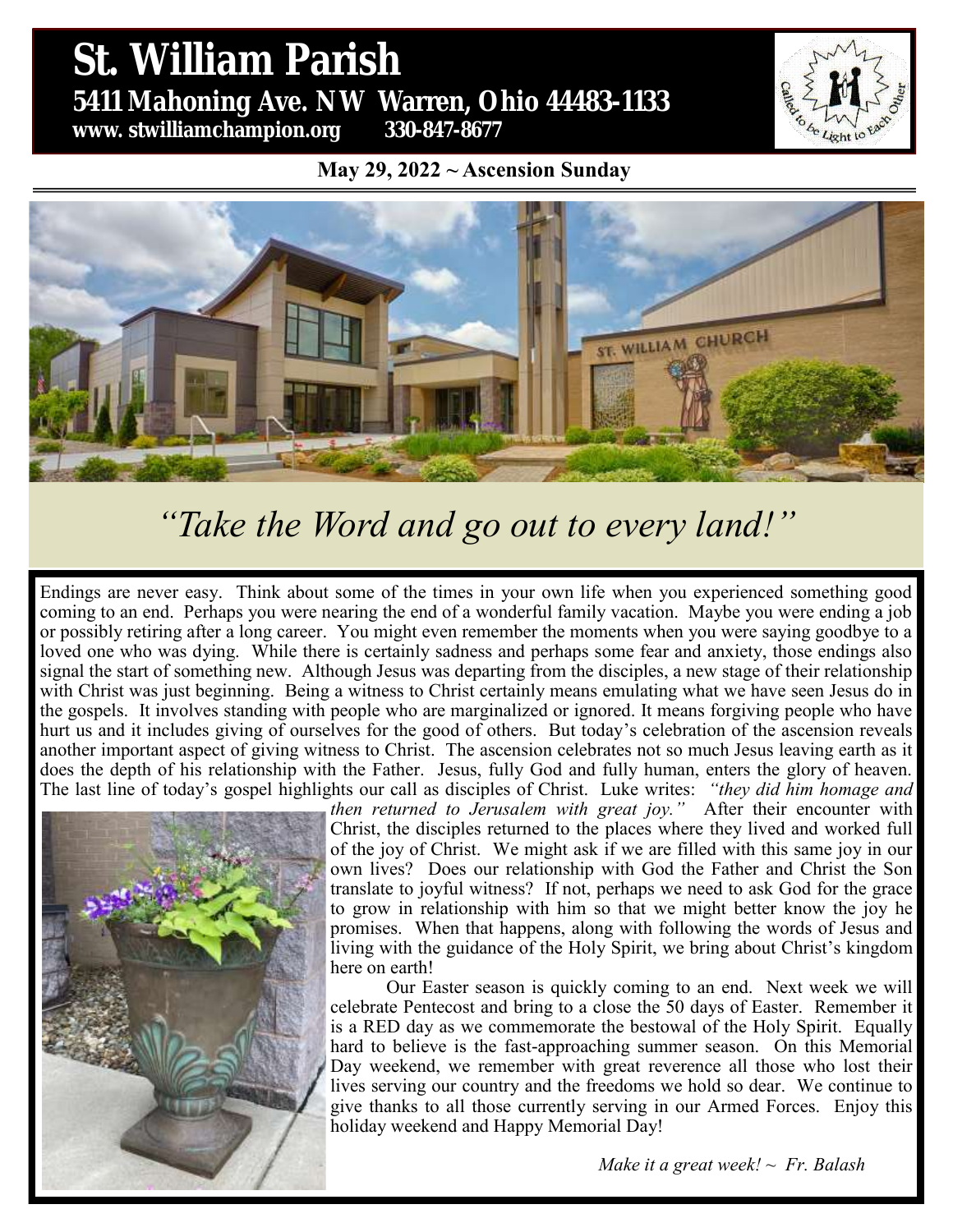# St. William Parish

**5411 Mahoning Ave. NW Warren, Ohio 44483-1133**

**www. stwilliamchampion.org 330-847-8677**

**May 29, 2022 ~ Ascension Sunday**

## *"Take the Word and go out to every land!"*

Endings are never easy. Think about some of the times in your own life when you experienced something good coming to an end. Perhaps you were nearing the end of a wonderful family vacation. Maybe you were ending a job or possibly retiring after a long career. You might even remember the moments when you were saying goodbye to a loved one who was dying. While there is certainly sadness and perhaps some fear and anxiety, those endings also signal the start of something new. Although Jesus was departing from the disciples, a new stage of their relationship with Christ was just beginning. Being a witness to Christ certainly means emulating what we have seen Jesus do in the gospels. It involves standing with people who are marginalized or ignored. It means forgiving people who have hurt us and it includes giving of ourselves for the good of others. But today's celebration of the ascension reveals another important aspect of giving witness to Christ. The ascension celebrates not so much Jesus leaving earth as it does the depth of his relationship with the Father. Jesus, fully God and fully human, enters the glory of heaven. The last line of today's gospel highlights our call as disciples of Christ. Luke writes: *"they did him homage and then returned to Jerusalem with great joy."* After their encounter with Christ, the disciples returned to the places where they lived and worked full of the joy of Christ. We might ask if we are filled with this same joy in our own lives? Does our relationship with God the Father and Christ the Son translate to joyful witness? If not, perhaps we need to ask God for the grace to grow in relationship with him so that we might better know the joy he promises. When that happens, along with following the words of Jesus and living with the guidance of the Holy Spirit, we bring about Christ's kingdom here on earth!

Our Easter season is quickly coming to an end. Next week we will celebrate Pentecost and bring to a close the 50 days of Easter. Remember it is a RED day as we commemorate the bestowal of the Holy Spirit. Equally hard to believe is the fast-approaching summer season. On this Memorial Day weekend, we remember with great reverence all those who lost their lives serving our country and the freedoms we hold so dear. We continue to give thanks to all those currently serving in our Armed Forces. Enjoy this holiday weekend and Happy Memorial Day!

*Make it a great week! ~ Fr. Balash*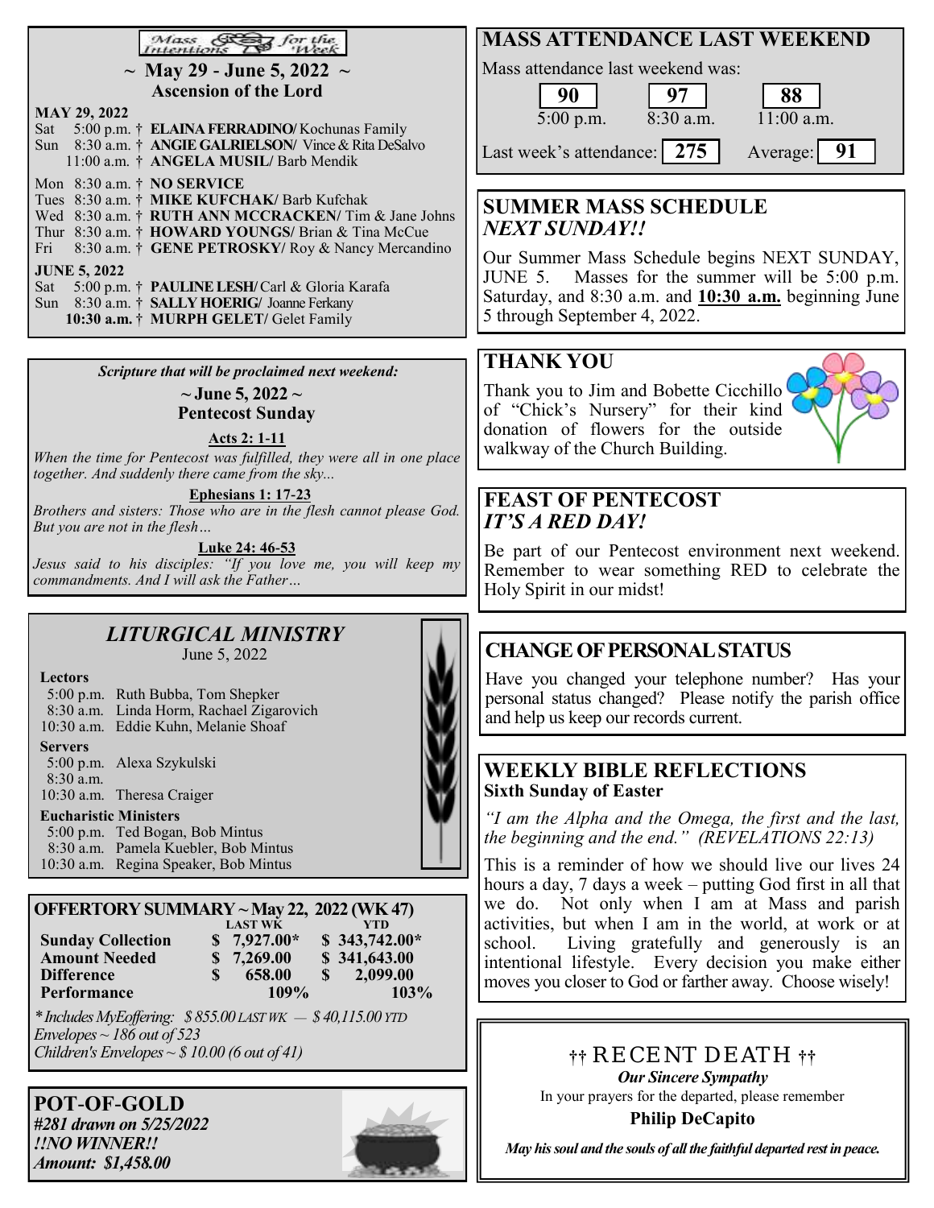## Mass Intentions for the Week

**~ May 29 - June 5, 2022 ~**
**Ascension of the Lord**

**MAY 29, 2022**
Sat 5:00 p.m. † **ELAINA FERRADINO/** Kochunas Family
Sun 8:30 a.m. † **ANGIE GALRIELSON/** Vince & Rita DeSalvo
11:00 a.m. † **ANGELA MUSIL/** Barb Mendik

Mon 8:30 a.m. † **NO SERVICE**
Tues 8:30 a.m. † **MIKE KUFCHAK/** Barb Kufchak
Wed 8:30 a.m. † **RUTH ANN MCCRACKEN/** Tim & Jane Johns
Thur 8:30 a.m. † **HOWARD YOUNGS/** Brian & Tina McCue
Fri 8:30 a.m. † **GENE PETROSKY/** Roy & Nancy Mercandino

**JUNE 5, 2022**
Sat 5:00 p.m. † **PAULINE LESH/** Carl & Gloria Karafa
Sun 8:30 a.m. † **SALLY HOERIG/** Joanne Ferkany
**10:30 a.m.** † **MURPH GELET/** Gelet Family

*Scripture that will be proclaimed next weekend:*

**~ June 5, 2022 ~**
**Pentecost Sunday**

**Acts 2: 1-11**
*When the time for Pentecost was fulfilled, they were all in one place together. And suddenly there came from the sky...*

**Ephesians 1: 17-23**
*Brothers and sisters: Those who are in the flesh cannot please God. But you are not in the flesh…*

**Luke 24: 46-53**
*Jesus said to his disciples: "If you love me, you will keep my commandments. And I will ask the Father…*

## *LITURGICAL MINISTRY*

June 5, 2022

**Lectors**
5:00 p.m. Ruth Bubba, Tom Shepker
8:30 a.m. Linda Horm, Rachael Zigarovich
10:30 a.m. Eddie Kuhn, Melanie Shoaf

**Servers**
5:00 p.m. Alexa Szykulski
8:30 a.m.
10:30 a.m. Theresa Craiger

**Eucharistic Ministers**
5:00 p.m. Ted Bogan, Bob Mintus
8:30 a.m. Pamela Kuebler, Bob Mintus
10:30 a.m. Regina Speaker, Bob Mintus

## OFFERTORY SUMMARY ~ May 22, 2022 (WK 47)

| | LAST WK | YTD |
|---|---|---|
| **Sunday Collection** | **$ 7,927.00*** | **$ 343,742.00*** |
| **Amount Needed** | **$ 7,269.00** | **$ 341,643.00** |
| **Difference** | **$ 658.00** | **$ 2,099.00** |
| **Performance** | **109%** | **103%** |

*\*Includes MyEoffering: $ 855.00 LAST WK — $ 40,115.00 YTD*
*Envelopes ~ 186 out of 523*
*Children's Envelopes ~ $ 10.00 (6 out of 41)*

## POT-OF-GOLD

***#281 drawn on 5/25/2022***
***!!NO WINNER!!***
***Amount: $1,458.00***

## MASS ATTENDANCE LAST WEEKEND

Mass attendance last weekend was:

| 90 | 97 | 88 |
|---|---|---|
| 5:00 p.m. | 8:30 a.m. | 11:00 a.m. |

Last week's attendance: **275** Average: **91**

## SUMMER MASS SCHEDULE
## *NEXT SUNDAY!!*

Our Summer Mass Schedule begins NEXT SUNDAY, JUNE 5. Masses for the summer will be 5:00 p.m. Saturday, and 8:30 a.m. and **10:30 a.m.** beginning June 5 through September 4, 2022.

## THANK YOU

Thank you to Jim and Bobette Cicchillo of "Chick's Nursery" for their kind donation of flowers for the outside walkway of the Church Building.

## FEAST OF PENTECOST
## *IT'S A RED DAY!*

Be part of our Pentecost environment next weekend. Remember to wear something RED to celebrate the Holy Spirit in our midst!

## CHANGE OF PERSONAL STATUS

Have you changed your telephone number? Has your personal status changed? Please notify the parish office and help us keep our records current.

## WEEKLY BIBLE REFLECTIONS
**Sixth Sunday of Easter**

*"I am the Alpha and the Omega, the first and the last, the beginning and the end." (REVELATIONS 22:13)*

This is a reminder of how we should live our lives 24 hours a day, 7 days a week – putting God first in all that we do. Not only when I am at Mass and parish activities, but when I am in the world, at work or at school. Living gratefully and generously is an intentional lifestyle. Every decision you make either moves you closer to God or farther away. Choose wisely!

## †† RECENT DEATH ††

***Our Sincere Sympathy***

In your prayers for the departed, please remember

**Philip DeCapito**

***May his soul and the souls of all the faithful departed rest in peace.***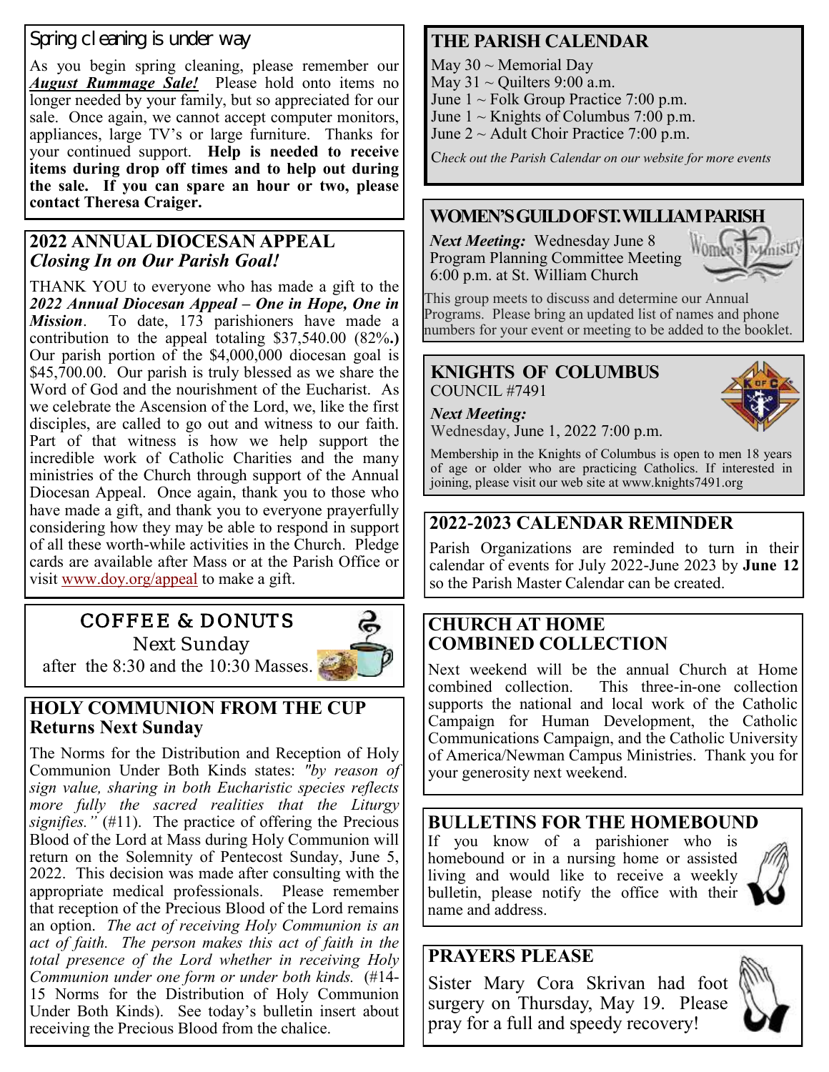## Spring cleaning is under way

As you begin spring cleaning, please remember our ***August Rummage Sale!*** Please hold onto items no longer needed by your family, but so appreciated for our sale. Once again, we cannot accept computer monitors, appliances, large TV's or large furniture. Thanks for your continued support. **Help is needed to receive items during drop off times and to help out during the sale. If you can spare an hour or two, please contact Theresa Craiger.**

## 2022 ANNUAL DIOCESAN APPEAL
### *Closing In on Our Parish Goal!*

THANK YOU to everyone who has made a gift to the ***2022 Annual Diocesan Appeal – One in Hope, One in Mission***. To date, 173 parishioners have made a contribution to the appeal totaling $37,540.00 (82%**.)** Our parish portion of the $4,000,000 diocesan goal is $45,700.00. Our parish is truly blessed as we share the Word of God and the nourishment of the Eucharist. As we celebrate the Ascension of the Lord, we, like the first disciples, are called to go out and witness to our faith. Part of that witness is how we help support the incredible work of Catholic Charities and the many ministries of the Church through support of the Annual Diocesan Appeal. Once again, thank you to those who have made a gift, and thank you to everyone prayerfully considering how they may be able to respond in support of all these worth-while activities in the Church. Pledge cards are available after Mass or at the Parish Office or visit www.doy.org/appeal to make a gift.

## COFFEE & DONUTS

Next Sunday
after the 8:30 and the 10:30 Masses.

## HOLY COMMUNION FROM THE CUP
### Returns Next Sunday

The Norms for the Distribution and Reception of Holy Communion Under Both Kinds states: *"by reason of sign value, sharing in both Eucharistic species reflects more fully the sacred realities that the Liturgy signifies."* (#11). The practice of offering the Precious Blood of the Lord at Mass during Holy Communion will return on the Solemnity of Pentecost Sunday, June 5, 2022. This decision was made after consulting with the appropriate medical professionals. Please remember that reception of the Precious Blood of the Lord remains an option. *The act of receiving Holy Communion is an act of faith. The person makes this act of faith in the total presence of the Lord whether in receiving Holy Communion under one form or under both kinds.* (#14-15 Norms for the Distribution of Holy Communion Under Both Kinds). See today's bulletin insert about receiving the Precious Blood from the chalice.

## THE PARISH CALENDAR

May 30 ~ Memorial Day
May 31 ~ Quilters 9:00 a.m.
June 1 ~ Folk Group Practice 7:00 p.m.
June 1 ~ Knights of Columbus 7:00 p.m.
June 2 ~ Adult Choir Practice 7:00 p.m.

*Check out the Parish Calendar on our website for more events*

## WOMEN'S GUILD OF ST. WILLIAM PARISH

***Next Meeting:*** Wednesday June 8
Program Planning Committee Meeting
6:00 p.m. at St. William Church

This group meets to discuss and determine our Annual Programs. Please bring an updated list of names and phone numbers for your event or meeting to be added to the booklet.

## KNIGHTS OF COLUMBUS
COUNCIL #7491

***Next Meeting:***
Wednesday, June 1, 2022 7:00 p.m.

Membership in the Knights of Columbus is open to men 18 years of age or older who are practicing Catholics. If interested in joining, please visit our web site at www.knights7491.org

## 2022-2023 CALENDAR REMINDER

Parish Organizations are reminded to turn in their calendar of events for July 2022-June 2023 by **June 12** so the Parish Master Calendar can be created.

## CHURCH AT HOME COMBINED COLLECTION

Next weekend will be the annual Church at Home combined collection. This three-in-one collection supports the national and local work of the Catholic Campaign for Human Development, the Catholic Communications Campaign, and the Catholic University of America/Newman Campus Ministries. Thank you for your generosity next weekend.

## BULLETINS FOR THE HOMEBOUND

If you know of a parishioner who is homebound or in a nursing home or assisted living and would like to receive a weekly bulletin, please notify the office with their name and address.

## PRAYERS PLEASE

Sister Mary Cora Skrivan had foot surgery on Thursday, May 19. Please pray for a full and speedy recovery!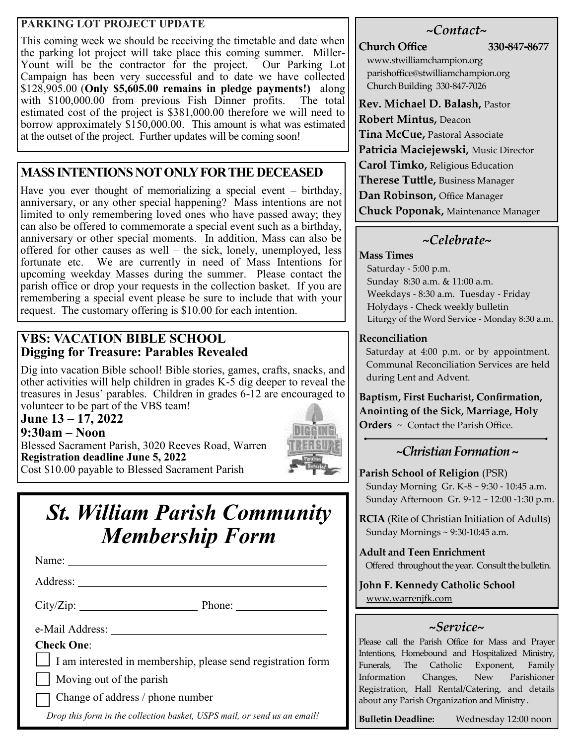## PARKING LOT PROJECT UPDATE

This coming week we should be receiving the timetable and date when the parking lot project will take place this coming summer. Miller-Yount will be the contractor for the project. Our Parking Lot Campaign has been very successful and to date we have collected $128,905.00 (**Only $5,605.00 remains in pledge payments!**) along with $100,000.00 from previous Fish Dinner profits. The total estimated cost of the project is $381,000.00 therefore we will need to borrow approximately $150,000.00. This amount is what was estimated at the outset of the project. Further updates will be coming soon!

## MASS INTENTIONS NOT ONLY FOR THE DECEASED

Have you ever thought of memorializing a special event – birthday, anniversary, or any other special happening? Mass intentions are not limited to only remembering loved ones who have passed away; they can also be offered to commemorate a special event such as a birthday, anniversary or other special moments. In addition, Mass can also be offered for other causes as well – the sick, lonely, unemployed, less fortunate etc. We are currently in need of Mass Intentions for upcoming weekday Masses during the summer. Please contact the parish office or drop your requests in the collection basket. If you are remembering a special event please be sure to include that with your request. The customary offering is $10.00 for each intention.

## VBS: VACATION BIBLE SCHOOL
### Digging for Treasure: Parables Revealed

Dig into vacation Bible school! Bible stories, games, crafts, snacks, and other activities will help children in grades K-5 dig deeper to reveal the treasures in Jesus' parables. Children in grades 6-12 are encouraged to volunteer to be part of the VBS team!

**June 13 – 17, 2022**
**9:30am – Noon**
Blessed Sacrament Parish, 3020 Reeves Road, Warren
**Registration deadline June 5, 2022**
Cost $10.00 payable to Blessed Sacrament Parish

# *St. William Parish Community Membership Form*

Name: ______________________________

Address: ______________________________

City/Zip: ______________ Phone: ______________

e-Mail Address: ______________________________

**Check One**:

☐ I am interested in membership, please send registration form

☐ Moving out of the parish

☐ Change of address / phone number

*Drop this form in the collection basket, USPS mail, or send us an email!*

## *~Contact~*

**Church Office** 330-847-8677
www.stwilliamchampion.org
parishoffice@stwilliamchampion.org
Church Building 330-847-7026

**Rev. Michael D. Balash,** Pastor
**Robert Mintus,** Deacon
**Tina McCue,** Pastoral Associate
**Patricia Maciejewski,** Music Director
**Carol Timko,** Religious Education
**Therese Tuttle,** Business Manager
**Dan Robinson,** Office Manager
**Chuck Poponak,** Maintenance Manager

## *~Celebrate~*

**Mass Times**
Saturday - 5:00 p.m.
Sunday 8:30 a.m. & 11:00 a.m.
Weekdays - 8:30 a.m. Tuesday - Friday
Holydays - Check weekly bulletin
Liturgy of the Word Service - Monday 8:30 a.m.

**Reconciliation**
Saturday at 4:00 p.m. or by appointment. Communal Reconciliation Services are held during Lent and Advent.

**Baptism, First Eucharist, Confirmation, Anointing of the Sick, Marriage, Holy Orders** ~ Contact the Parish Office.

## *~Christian Formation ~*

**Parish School of Religion** (PSR)
Sunday Morning Gr. K-8 ~ 9:30 - 10:45 a.m.
Sunday Afternoon Gr. 9-12 ~ 12:00 -1:30 p.m.

**RCIA** (Rite of Christian Initiation of Adults)
Sunday Mornings ~ 9:30-10:45 a.m.

**Adult and Teen Enrichment**
Offered throughout the year. Consult the bulletin.

**John F. Kennedy Catholic School**
www.warrenjfk.com

## *~Service~*

Please call the Parish Office for Mass and Prayer Intentions, Homebound and Hospitalized Ministry, Funerals, The Catholic Exponent, Family Information Changes, New Parishioner Registration, Hall Rental/Catering, and details about any Parish Organization and Ministry .

**Bulletin Deadline:** Wednesday 12:00 noon